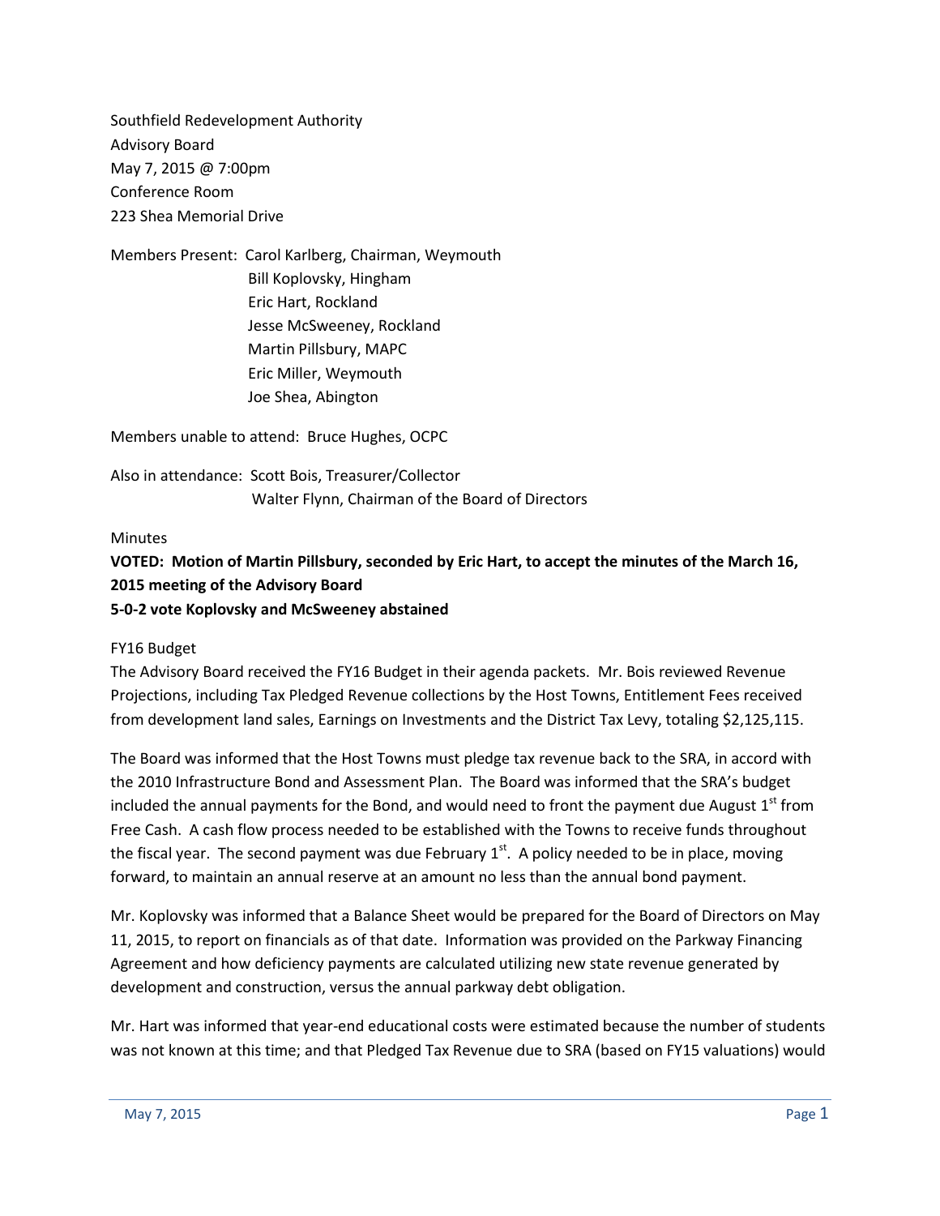Southfield Redevelopment Authority
Advisory Board
May 7, 2015 @ 7:00pm
Conference Room
223 Shea Memorial Drive

Members Present: Carol Karlberg, Chairman, Weymouth
Bill Koplovsky, Hingham
Eric Hart, Rockland
Jesse McSweeney, Rockland
Martin Pillsbury, MAPC
Eric Miller, Weymouth
Joe Shea, Abington

Members unable to attend: Bruce Hughes, OCPC

Also in attendance: Scott Bois, Treasurer/Collector
Walter Flynn, Chairman of the Board of Directors

Minutes

**VOTED: Motion of Martin Pillsbury, seconded by Eric Hart, to accept the minutes of the March 16, 2015 meeting of the Advisory Board**
**5-0-2 vote Koplovsky and McSweeney abstained**

FY16 Budget

The Advisory Board received the FY16 Budget in their agenda packets. Mr. Bois reviewed Revenue Projections, including Tax Pledged Revenue collections by the Host Towns, Entitlement Fees received from development land sales, Earnings on Investments and the District Tax Levy, totaling $2,125,115.

The Board was informed that the Host Towns must pledge tax revenue back to the SRA, in accord with the 2010 Infrastructure Bond and Assessment Plan. The Board was informed that the SRA's budget included the annual payments for the Bond, and would need to front the payment due August 1st from Free Cash. A cash flow process needed to be established with the Towns to receive funds throughout the fiscal year. The second payment was due February 1st. A policy needed to be in place, moving forward, to maintain an annual reserve at an amount no less than the annual bond payment.

Mr. Koplovsky was informed that a Balance Sheet would be prepared for the Board of Directors on May 11, 2015, to report on financials as of that date. Information was provided on the Parkway Financing Agreement and how deficiency payments are calculated utilizing new state revenue generated by development and construction, versus the annual parkway debt obligation.

Mr. Hart was informed that year-end educational costs were estimated because the number of students was not known at this time; and that Pledged Tax Revenue due to SRA (based on FY15 valuations) would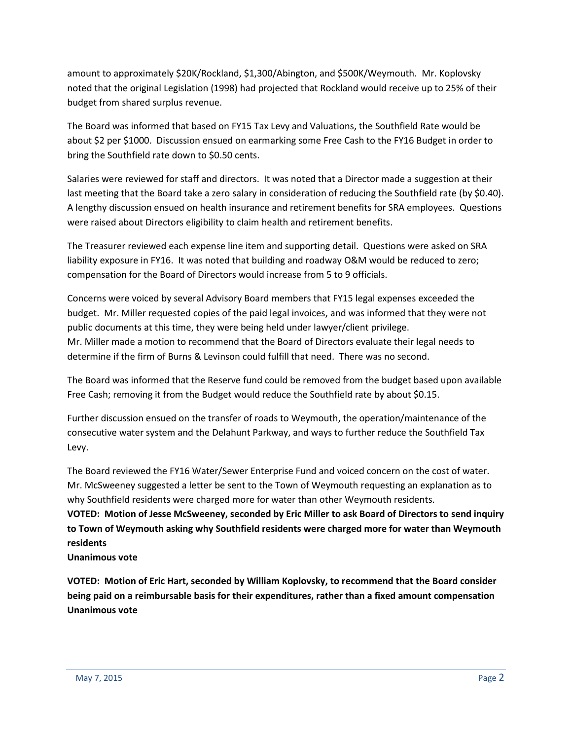amount to approximately \$20K/Rockland, \$1,300/Abington, and \$500K/Weymouth. Mr. Koplovsky noted that the original Legislation (1998) had projected that Rockland would receive up to 25% of their budget from shared surplus revenue.

The Board was informed that based on FY15 Tax Levy and Valuations, the Southfield Rate would be about \$2 per \$1000. Discussion ensued on earmarking some Free Cash to the FY16 Budget in order to bring the Southfield rate down to \$0.50 cents.

Salaries were reviewed for staff and directors. It was noted that a Director made a suggestion at their last meeting that the Board take a zero salary in consideration of reducing the Southfield rate (by \$0.40). A lengthy discussion ensued on health insurance and retirement benefits for SRA employees. Questions were raised about Directors eligibility to claim health and retirement benefits.

The Treasurer reviewed each expense line item and supporting detail. Questions were asked on SRA liability exposure in FY16. It was noted that building and roadway O&M would be reduced to zero; compensation for the Board of Directors would increase from 5 to 9 officials.

Concerns were voiced by several Advisory Board members that FY15 legal expenses exceeded the budget. Mr. Miller requested copies of the paid legal invoices, and was informed that they were not public documents at this time, they were being held under lawyer/client privilege.
Mr. Miller made a motion to recommend that the Board of Directors evaluate their legal needs to determine if the firm of Burns & Levinson could fulfill that need. There was no second.

The Board was informed that the Reserve fund could be removed from the budget based upon available Free Cash; removing it from the Budget would reduce the Southfield rate by about \$0.15.

Further discussion ensued on the transfer of roads to Weymouth, the operation/maintenance of the consecutive water system and the Delahunt Parkway, and ways to further reduce the Southfield Tax Levy.

The Board reviewed the FY16 Water/Sewer Enterprise Fund and voiced concern on the cost of water. Mr. McSweeney suggested a letter be sent to the Town of Weymouth requesting an explanation as to why Southfield residents were charged more for water than other Weymouth residents.

**VOTED: Motion of Jesse McSweeney, seconded by Eric Miller to ask Board of Directors to send inquiry to Town of Weymouth asking why Southfield residents were charged more for water than Weymouth residents**
**Unanimous vote**

**VOTED: Motion of Eric Hart, seconded by William Koplovsky, to recommend that the Board consider being paid on a reimbursable basis for their expenditures, rather than a fixed amount compensation**
**Unanimous vote**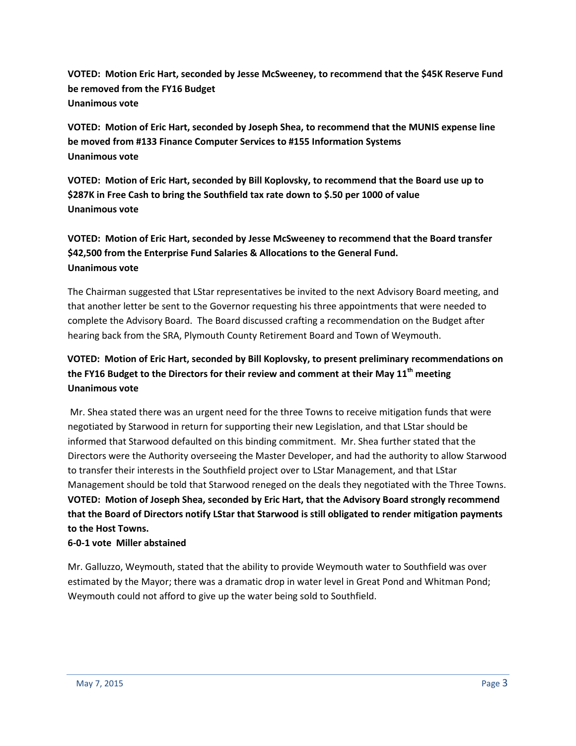**VOTED: Motion Eric Hart, seconded by Jesse McSweeney, to recommend that the $45K Reserve Fund be removed from the FY16 Budget**
**Unanimous vote**

**VOTED: Motion of Eric Hart, seconded by Joseph Shea, to recommend that the MUNIS expense line be moved from #133 Finance Computer Services to #155 Information Systems**
**Unanimous vote**

**VOTED: Motion of Eric Hart, seconded by Bill Koplovsky, to recommend that the Board use up to $287K in Free Cash to bring the Southfield tax rate down to $.50 per 1000 of value**
**Unanimous vote**

**VOTED: Motion of Eric Hart, seconded by Jesse McSweeney to recommend that the Board transfer $42,500 from the Enterprise Fund Salaries & Allocations to the General Fund.**
**Unanimous vote**

The Chairman suggested that LStar representatives be invited to the next Advisory Board meeting, and that another letter be sent to the Governor requesting his three appointments that were needed to complete the Advisory Board. The Board discussed crafting a recommendation on the Budget after hearing back from the SRA, Plymouth County Retirement Board and Town of Weymouth.

**VOTED: Motion of Eric Hart, seconded by Bill Koplovsky, to present preliminary recommendations on the FY16 Budget to the Directors for their review and comment at their May 11th meeting**
**Unanimous vote**

Mr. Shea stated there was an urgent need for the three Towns to receive mitigation funds that were negotiated by Starwood in return for supporting their new Legislation, and that LStar should be informed that Starwood defaulted on this binding commitment. Mr. Shea further stated that the Directors were the Authority overseeing the Master Developer, and had the authority to allow Starwood to transfer their interests in the Southfield project over to LStar Management, and that LStar Management should be told that Starwood reneged on the deals they negotiated with the Three Towns.
**VOTED: Motion of Joseph Shea, seconded by Eric Hart, that the Advisory Board strongly recommend that the Board of Directors notify LStar that Starwood is still obligated to render mitigation payments to the Host Towns.**
**6-0-1 vote Miller abstained**

Mr. Galluzzo, Weymouth, stated that the ability to provide Weymouth water to Southfield was over estimated by the Mayor; there was a dramatic drop in water level in Great Pond and Whitman Pond; Weymouth could not afford to give up the water being sold to Southfield.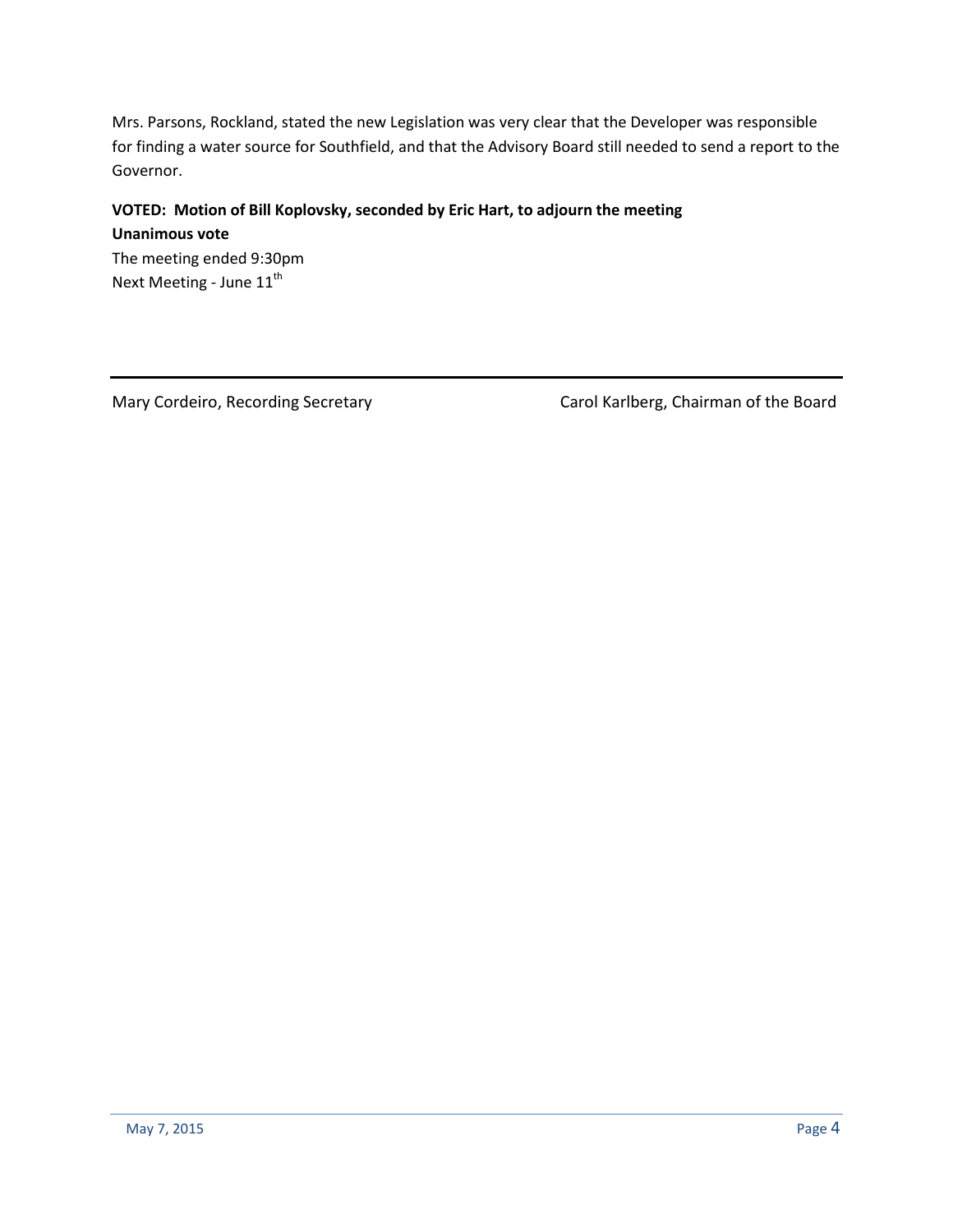Mrs. Parsons, Rockland, stated the new Legislation was very clear that the Developer was responsible for finding a water source for Southfield, and that the Advisory Board still needed to send a report to the Governor.

**VOTED: Motion of Bill Koplovsky, seconded by Eric Hart, to adjourn the meeting**
**Unanimous vote**
The meeting ended 9:30pm
Next Meeting - June 11th

---

Mary Cordeiro, Recording Secretary                    Carol Karlberg, Chairman of the Board